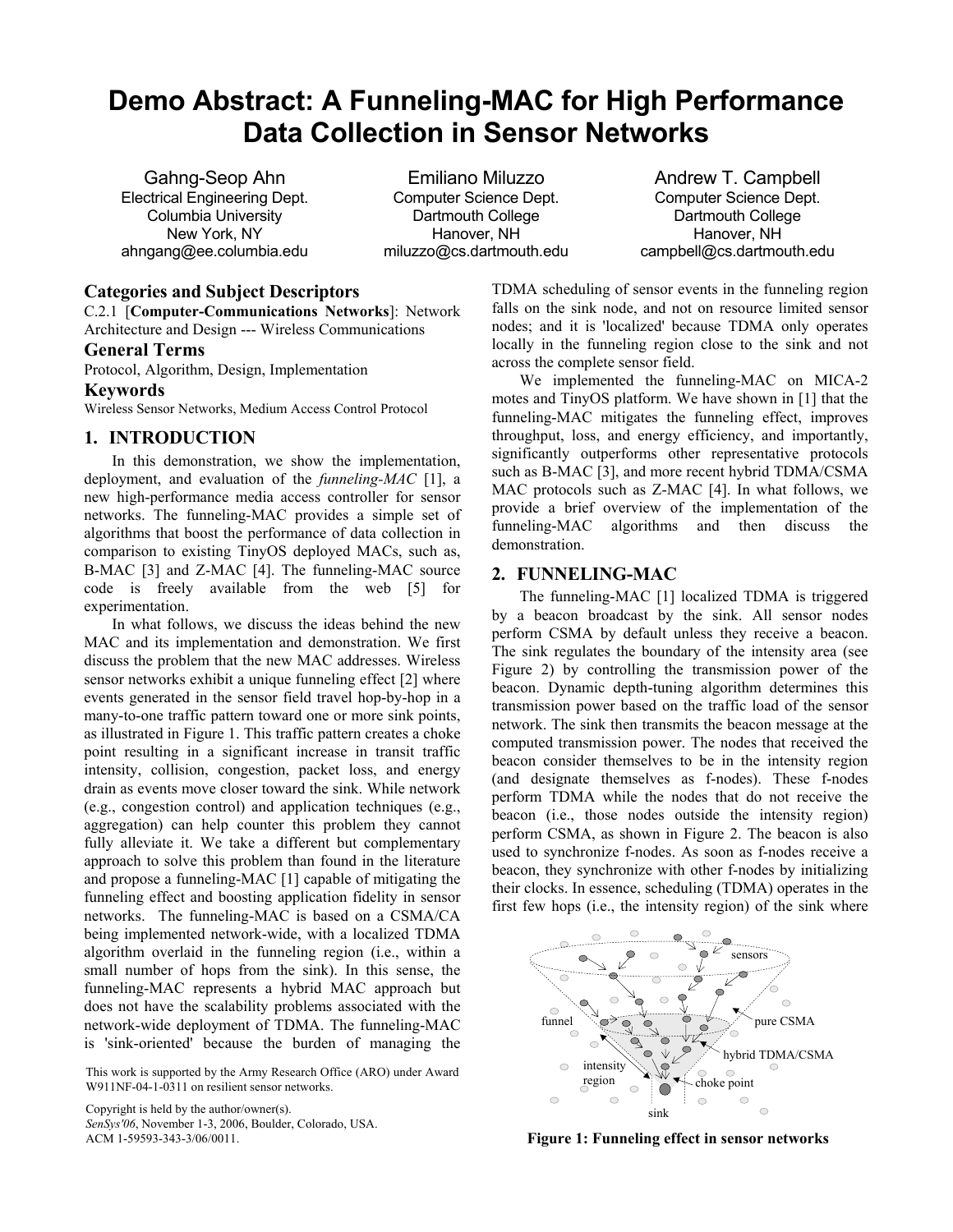# Demo Abstract: A Funneling-MAC for High Performance Data Collection in Sensor Networks

Gahng-Seop Ahn
Electrical Engineering Dept.
Columbia University
New York, NY
ahngang@ee.columbia.edu

Emiliano Miluzzo
Computer Science Dept.
Dartmouth College
Hanover, NH
miluzzo@cs.dartmouth.edu

Andrew T. Campbell
Computer Science Dept.
Dartmouth College
Hanover, NH
campbell@cs.dartmouth.edu

## Categories and Subject Descriptors

C.2.1 [**Computer-Communications Networks**]: Network Architecture and Design --- Wireless Communications

## General Terms

Protocol, Algorithm, Design, Implementation

## Keywords

Wireless Sensor Networks, Medium Access Control Protocol

## 1. INTRODUCTION

In this demonstration, we show the implementation, deployment, and evaluation of the *funneling-MAC* [1], a new high-performance media access controller for sensor networks. The funneling-MAC provides a simple set of algorithms that boost the performance of data collection in comparison to existing TinyOS deployed MACs, such as, B-MAC [3] and Z-MAC [4]. The funneling-MAC source code is freely available from the web [5] for experimentation.

In what follows, we discuss the ideas behind the new MAC and its implementation and demonstration. We first discuss the problem that the new MAC addresses. Wireless sensor networks exhibit a unique funneling effect [2] where events generated in the sensor field travel hop-by-hop in a many-to-one traffic pattern toward one or more sink points, as illustrated in Figure 1. This traffic pattern creates a choke point resulting in a significant increase in transit traffic intensity, collision, congestion, packet loss, and energy drain as events move closer toward the sink. While network (e.g., congestion control) and application techniques (e.g., aggregation) can help counter this problem they cannot fully alleviate it. We take a different but complementary approach to solve this problem than found in the literature and propose a funneling-MAC [1] capable of mitigating the funneling effect and boosting application fidelity in sensor networks. The funneling-MAC is based on a CSMA/CA being implemented network-wide, with a localized TDMA algorithm overlaid in the funneling region (i.e., within a small number of hops from the sink). In this sense, the funneling-MAC represents a hybrid MAC approach but does not have the scalability problems associated with the network-wide deployment of TDMA. The funneling-MAC is 'sink-oriented' because the burden of managing the TDMA scheduling of sensor events in the funneling region falls on the sink node, and not on resource limited sensor nodes; and it is 'localized' because TDMA only operates locally in the funneling region close to the sink and not across the complete sensor field.

We implemented the funneling-MAC on MICA-2 motes and TinyOS platform. We have shown in [1] that the funneling-MAC mitigates the funneling effect, improves throughput, loss, and energy efficiency, and importantly, significantly outperforms other representative protocols such as B-MAC [3], and more recent hybrid TDMA/CSMA MAC protocols such as Z-MAC [4]. In what follows, we provide a brief overview of the implementation of the funneling-MAC algorithms and then discuss the demonstration.

## 2. FUNNELING-MAC

The funneling-MAC [1] localized TDMA is triggered by a beacon broadcast by the sink. All sensor nodes perform CSMA by default unless they receive a beacon. The sink regulates the boundary of the intensity area (see Figure 2) by controlling the transmission power of the beacon. Dynamic depth-tuning algorithm determines this transmission power based on the traffic load of the sensor network. The sink then transmits the beacon message at the computed transmission power. The nodes that received the beacon consider themselves to be in the intensity region (and designate themselves as f-nodes). These f-nodes perform TDMA while the nodes that do not receive the beacon (i.e., those nodes outside the intensity region) perform CSMA, as shown in Figure 2. The beacon is also used to synchronize f-nodes. As soon as f-nodes receive a beacon, they synchronize with other f-nodes by initializing their clocks. In essence, scheduling (TDMA) operates in the first few hops (i.e., the intensity region) of the sink where

**Figure 1: Funneling effect in sensor networks**

This work is supported by the Army Research Office (ARO) under Award W911NF-04-1-0311 on resilient sensor networks.

Copyright is held by the author/owner(s).
*SenSys'06*, November 1-3, 2006, Boulder, Colorado, USA.
ACM 1-59593-343-3/06/0011.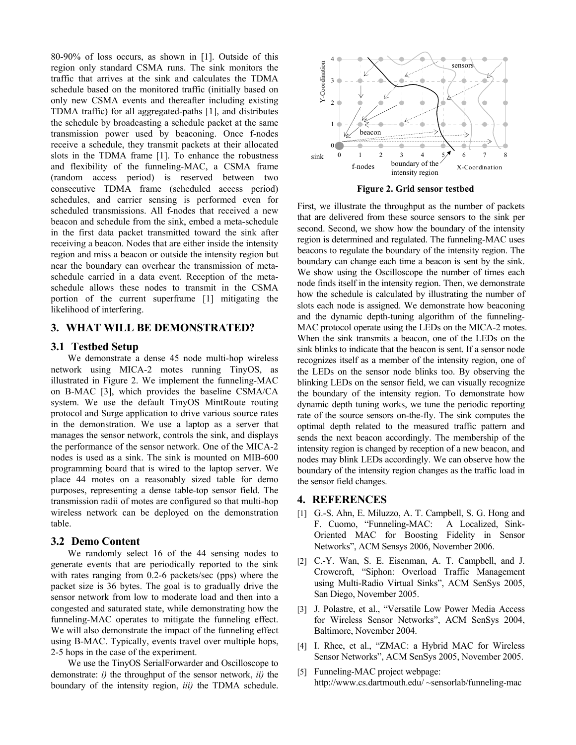80-90% of loss occurs, as shown in [1]. Outside of this region only standard CSMA runs. The sink monitors the traffic that arrives at the sink and calculates the TDMA schedule based on the monitored traffic (initially based on only new CSMA events and thereafter including existing TDMA traffic) for all aggregated-paths [1], and distributes the schedule by broadcasting a schedule packet at the same transmission power used by beaconing. Once f-nodes receive a schedule, they transmit packets at their allocated slots in the TDMA frame [1]. To enhance the robustness and flexibility of the funneling-MAC, a CSMA frame (random access period) is reserved between two consecutive TDMA frame (scheduled access period) schedules, and carrier sensing is performed even for scheduled transmissions. All f-nodes that received a new beacon and schedule from the sink, embed a meta-schedule in the first data packet transmitted toward the sink after receiving a beacon. Nodes that are either inside the intensity region and miss a beacon or outside the intensity region but near the boundary can overhear the transmission of meta-schedule carried in a data event. Reception of the meta-schedule allows these nodes to transmit in the CSMA portion of the current superframe [1] mitigating the likelihood of interfering.

## 3. WHAT WILL BE DEMONSTRATED?

### 3.1 Testbed Setup

We demonstrate a dense 45 node multi-hop wireless network using MICA-2 motes running TinyOS, as illustrated in Figure 2. We implement the funneling-MAC on B-MAC [3], which provides the baseline CSMA/CA system. We use the default TinyOS MintRoute routing protocol and Surge application to drive various source rates in the demonstration. We use a laptop as a server that manages the sensor network, controls the sink, and displays the performance of the sensor network. One of the MICA-2 nodes is used as a sink. The sink is mounted on MIB-600 programming board that is wired to the laptop server. We place 44 motes on a reasonably sized table for demo purposes, representing a dense table-top sensor field. The transmission radii of motes are configured so that multi-hop wireless network can be deployed on the demonstration table.

### 3.2 Demo Content

We randomly select 16 of the 44 sensing nodes to generate events that are periodically reported to the sink with rates ranging from 0.2-6 packets/sec (pps) where the packet size is 36 bytes. The goal is to gradually drive the sensor network from low to moderate load and then into a congested and saturated state, while demonstrating how the funneling-MAC operates to mitigate the funneling effect. We will also demonstrate the impact of the funneling effect using B-MAC. Typically, events travel over multiple hops, 2-5 hops in the case of the experiment.

We use the TinyOS SerialForwarder and Oscilloscope to demonstrate: *i)* the throughput of the sensor network, *ii)* the boundary of the intensity region, *iii)* the TDMA schedule.

Y-Coordination
4
3
2
1
0
sensors
beacon
sink
0 1 2 3 4 5 6 7 8
f-nodes
boundary of the intensity region
X-Coordination

**Figure 2. Grid sensor testbed**

First, we illustrate the throughput as the number of packets that are delivered from these source sensors to the sink per second. Second, we show how the boundary of the intensity region is determined and regulated. The funneling-MAC uses beacons to regulate the boundary of the intensity region. The boundary can change each time a beacon is sent by the sink. We show using the Oscilloscope the number of times each node finds itself in the intensity region. Then, we demonstrate how the schedule is calculated by illustrating the number of slots each node is assigned. We demonstrate how beaconing and the dynamic depth-tuning algorithm of the funneling-MAC protocol operate using the LEDs on the MICA-2 motes. When the sink transmits a beacon, one of the LEDs on the sink blinks to indicate that the beacon is sent. If a sensor node recognizes itself as a member of the intensity region, one of the LEDs on the sensor node blinks too. By observing the blinking LEDs on the sensor field, we can visually recognize the boundary of the intensity region. To demonstrate how dynamic depth tuning works, we tune the periodic reporting rate of the source sensors on-the-fly. The sink computes the optimal depth related to the measured traffic pattern and sends the next beacon accordingly. The membership of the intensity region is changed by reception of a new beacon, and nodes may blink LEDs accordingly. We can observe how the boundary of the intensity region changes as the traffic load in the sensor field changes.

## 4. REFERENCES

[1] G.-S. Ahn, E. Miluzzo, A. T. Campbell, S. G. Hong and F. Cuomo, "Funneling-MAC: A Localized, Sink-Oriented MAC for Boosting Fidelity in Sensor Networks", ACM Sensys 2006, November 2006.

[2] C.-Y. Wan, S. E. Eisenman, A. T. Campbell, and J. Crowcroft, "Siphon: Overload Traffic Management using Multi-Radio Virtual Sinks", ACM SenSys 2005, San Diego, November 2005.

[3] J. Polastre, et al., "Versatile Low Power Media Access for Wireless Sensor Networks", ACM SenSys 2004, Baltimore, November 2004.

[4] I. Rhee, et al., "ZMAC: a Hybrid MAC for Wireless Sensor Networks", ACM SenSys 2005, November 2005.

[5] Funneling-MAC project webpage: http://www.cs.dartmouth.edu/ ~sensorlab/funneling-mac